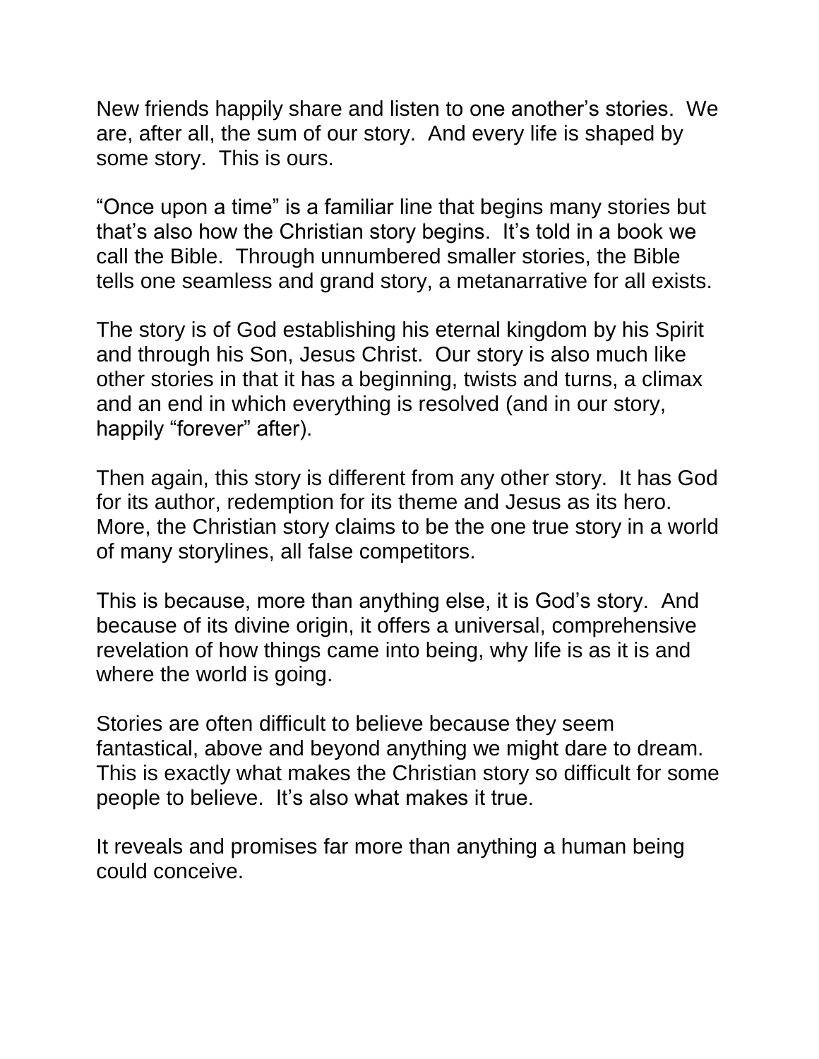New friends happily share and listen to one another's stories. We are, after all, the sum of our story. And every life is shaped by some story. This is ours.

"Once upon a time" is a familiar line that begins many stories but that's also how the Christian story begins. It's told in a book we call the Bible. Through unnumbered smaller stories, the Bible tells one seamless and grand story, a metanarrative for all exists.

The story is of God establishing his eternal kingdom by his Spirit and through his Son, Jesus Christ. Our story is also much like other stories in that it has a beginning, twists and turns, a climax and an end in which everything is resolved (and in our story, happily "forever" after).

Then again, this story is different from any other story. It has God for its author, redemption for its theme and Jesus as its hero. More, the Christian story claims to be the one true story in a world of many storylines, all false competitors.

This is because, more than anything else, it is God's story. And because of its divine origin, it offers a universal, comprehensive revelation of how things came into being, why life is as it is and where the world is going.

Stories are often difficult to believe because they seem fantastical, above and beyond anything we might dare to dream. This is exactly what makes the Christian story so difficult for some people to believe. It's also what makes it true.

It reveals and promises far more than anything a human being could conceive.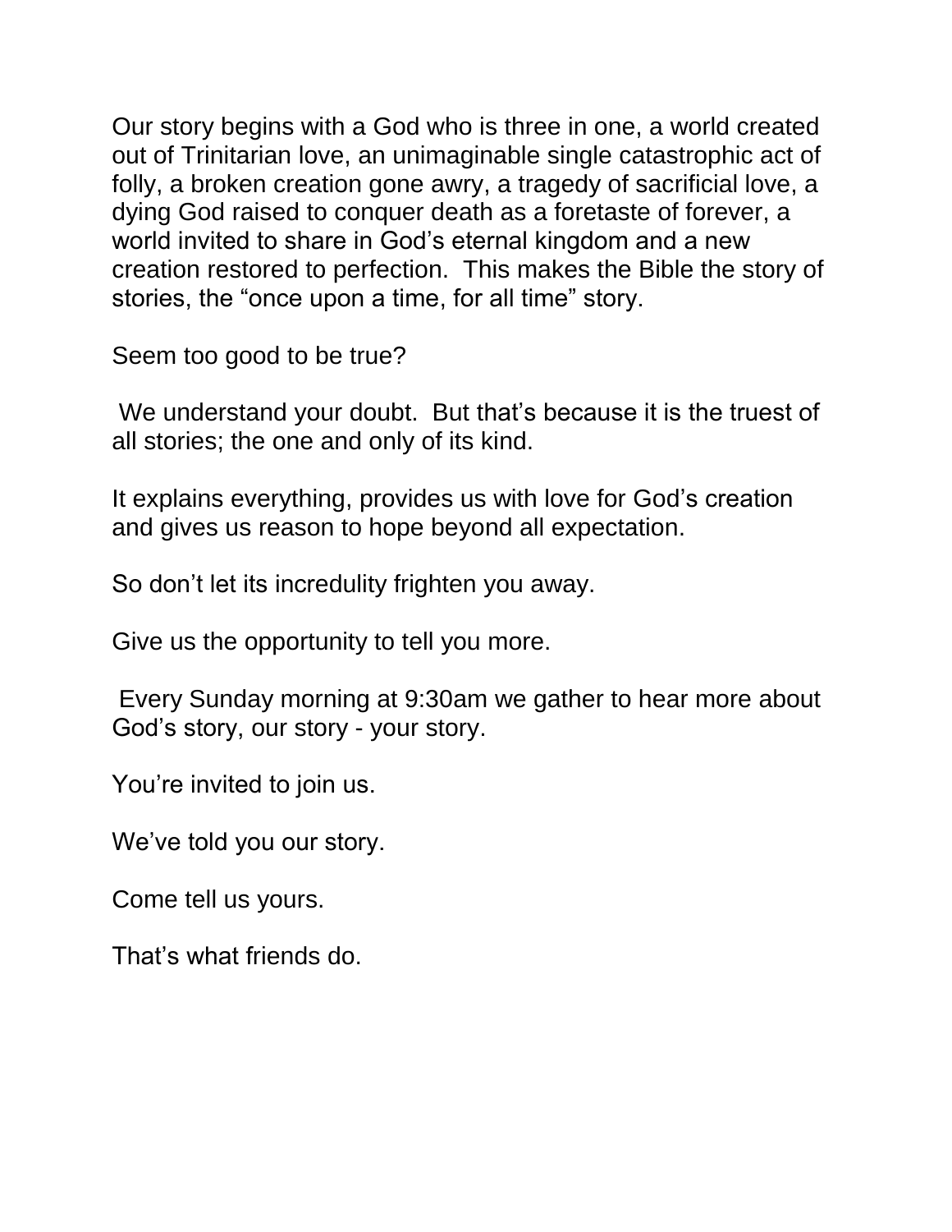Our story begins with a God who is three in one, a world created out of Trinitarian love, an unimaginable single catastrophic act of folly, a broken creation gone awry, a tragedy of sacrificial love, a dying God raised to conquer death as a foretaste of forever, a world invited to share in God's eternal kingdom and a new creation restored to perfection. This makes the Bible the story of stories, the "once upon a time, for all time" story.

Seem too good to be true?

We understand your doubt. But that's because it is the truest of all stories; the one and only of its kind.

It explains everything, provides us with love for God's creation and gives us reason to hope beyond all expectation.

So don't let its incredulity frighten you away.

Give us the opportunity to tell you more.

Every Sunday morning at 9:30am we gather to hear more about God's story, our story - your story.

You're invited to join us.

We've told you our story.

Come tell us yours.

That's what friends do.